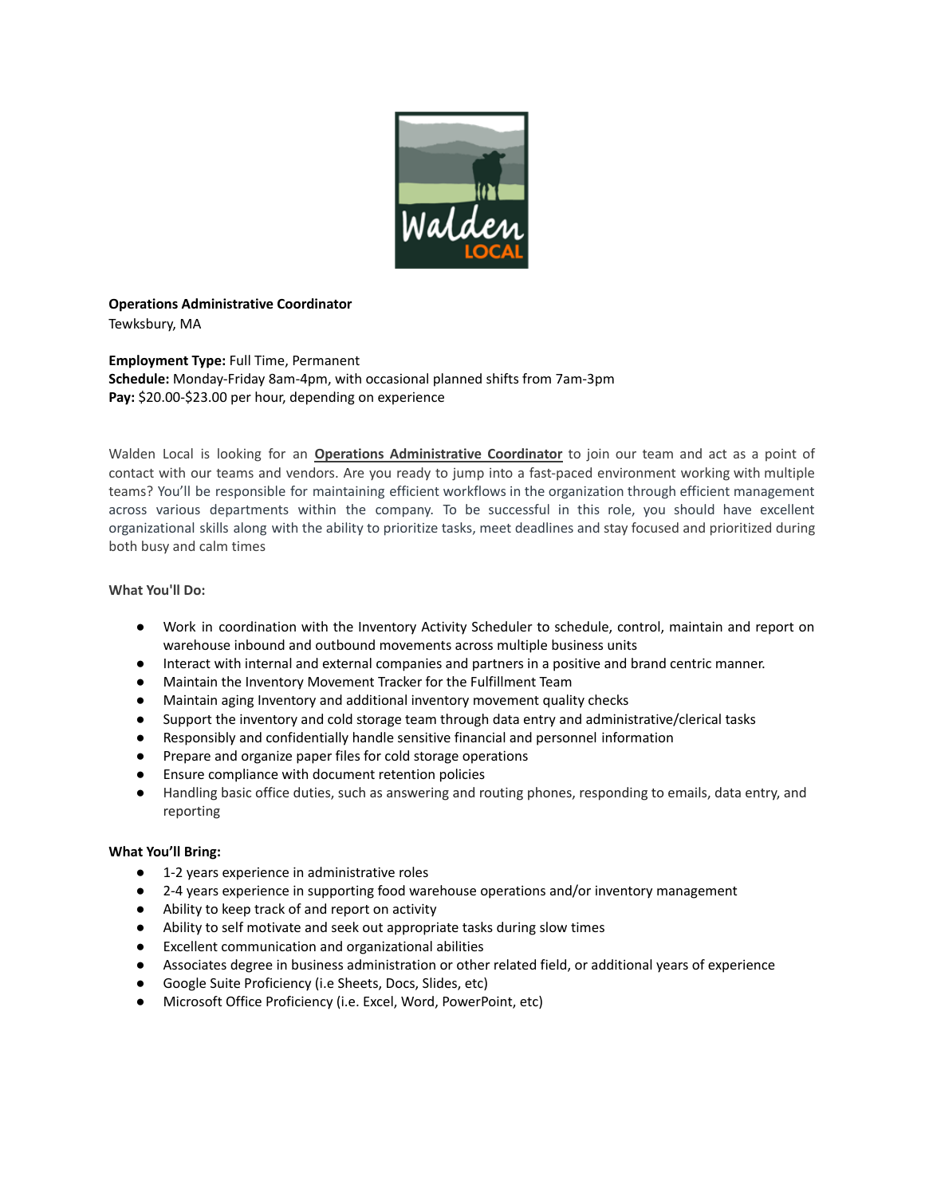**Operations Administrative Coordinator**
Tewksbury, MA

**Employment Type:** Full Time, Permanent
**Schedule:** Monday-Friday 8am-4pm, with occasional planned shifts from 7am-3pm
**Pay:** $20.00-$23.00 per hour, depending on experience

Walden Local is looking for an **Operations Administrative Coordinator** to join our team and act as a point of contact with our teams and vendors. Are you ready to jump into a fast-paced environment working with multiple teams? You'll be responsible for maintaining efficient workflows in the organization through efficient management across various departments within the company. To be successful in this role, you should have excellent organizational skills along with the ability to prioritize tasks, meet deadlines and stay focused and prioritized during both busy and calm times

**What You'll Do:**

- Work in coordination with the Inventory Activity Scheduler to schedule, control, maintain and report on warehouse inbound and outbound movements across multiple business units
- Interact with internal and external companies and partners in a positive and brand centric manner.
- Maintain the Inventory Movement Tracker for the Fulfillment Team
- Maintain aging Inventory and additional inventory movement quality checks
- Support the inventory and cold storage team through data entry and administrative/clerical tasks
- Responsibly and confidentially handle sensitive financial and personnel information
- Prepare and organize paper files for cold storage operations
- Ensure compliance with document retention policies
- Handling basic office duties, such as answering and routing phones, responding to emails, data entry, and reporting

**What You'll Bring:**

- 1-2 years experience in administrative roles
- 2-4 years experience in supporting food warehouse operations and/or inventory management
- Ability to keep track of and report on activity
- Ability to self motivate and seek out appropriate tasks during slow times
- Excellent communication and organizational abilities
- Associates degree in business administration or other related field, or additional years of experience
- Google Suite Proficiency (i.e Sheets, Docs, Slides, etc)
- Microsoft Office Proficiency (i.e. Excel, Word, PowerPoint, etc)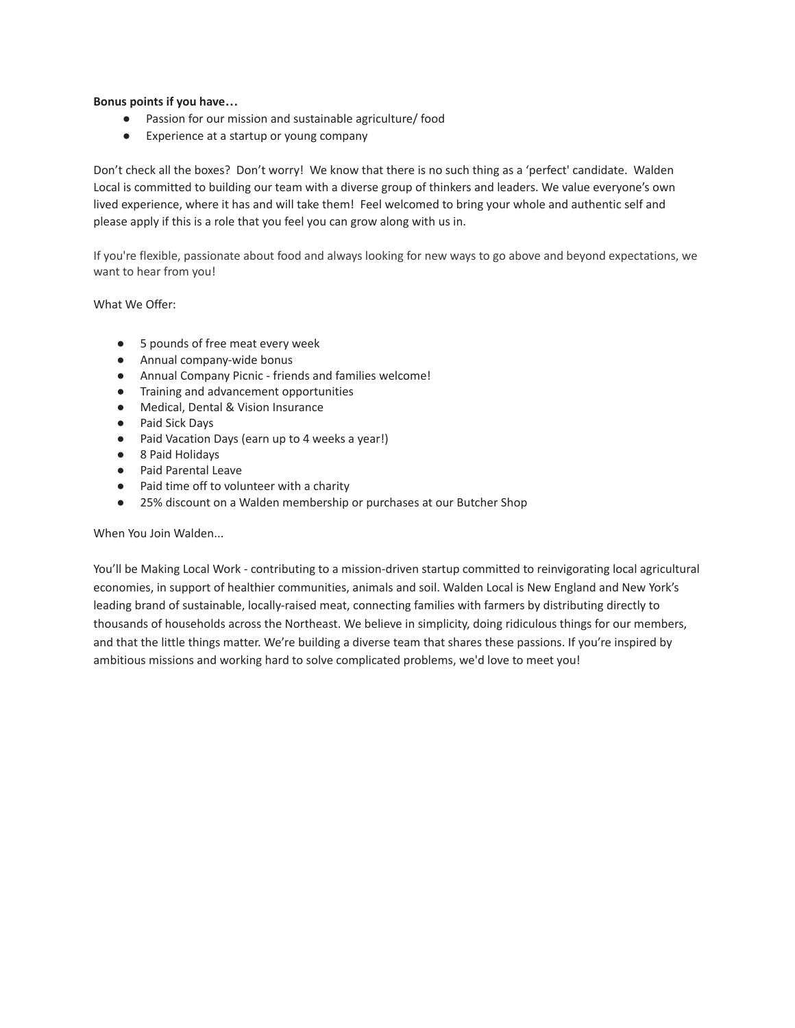**Bonus points if you have…**

- Passion for our mission and sustainable agriculture/ food
- Experience at a startup or young company

Don't check all the boxes? Don't worry! We know that there is no such thing as a 'perfect' candidate. Walden Local is committed to building our team with a diverse group of thinkers and leaders. We value everyone's own lived experience, where it has and will take them! Feel welcomed to bring your whole and authentic self and please apply if this is a role that you feel you can grow along with us in.

If you're flexible, passionate about food and always looking for new ways to go above and beyond expectations, we want to hear from you!

What We Offer:

- 5 pounds of free meat every week
- Annual company-wide bonus
- Annual Company Picnic - friends and families welcome!
- Training and advancement opportunities
- Medical, Dental & Vision Insurance
- Paid Sick Days
- Paid Vacation Days (earn up to 4 weeks a year!)
- 8 Paid Holidays
- Paid Parental Leave
- Paid time off to volunteer with a charity
- 25% discount on a Walden membership or purchases at our Butcher Shop

When You Join Walden...

You'll be Making Local Work - contributing to a mission-driven startup committed to reinvigorating local agricultural economies, in support of healthier communities, animals and soil. Walden Local is New England and New York's leading brand of sustainable, locally-raised meat, connecting families with farmers by distributing directly to thousands of households across the Northeast. We believe in simplicity, doing ridiculous things for our members, and that the little things matter. We're building a diverse team that shares these passions. If you're inspired by ambitious missions and working hard to solve complicated problems, we'd love to meet you!